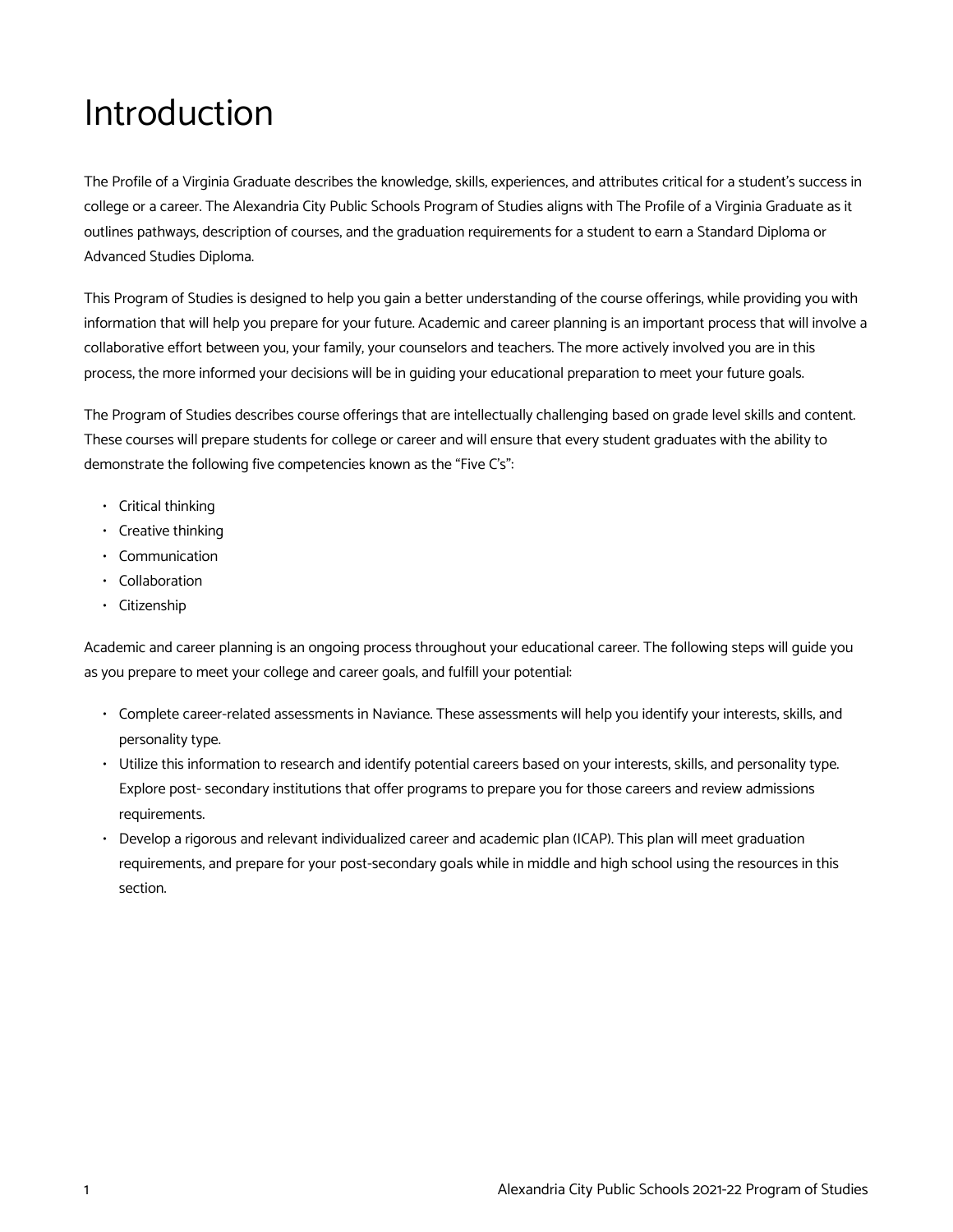# Introduction

The Profile of a Virginia Graduate describes the knowledge, skills, experiences, and attributes critical for a student's success in college or a career. The Alexandria City Public Schools Program of Studies aligns with The Profile of a Virginia Graduate as it outlines pathways, description of courses, and the graduation requirements for a student to earn a Standard Diploma or Advanced Studies Diploma.

This Program of Studies is designed to help you gain a better understanding of the course offerings, while providing you with information that will help you prepare for your future. Academic and career planning is an important process that will involve a collaborative effort between you, your family, your counselors and teachers. The more actively involved you are in this process, the more informed your decisions will be in guiding your educational preparation to meet your future goals.

The Program of Studies describes course offerings that are intellectually challenging based on grade level skills and content. These courses will prepare students for college or career and will ensure that every student graduates with the ability to demonstrate the following five competencies known as the "Five C's":

- Critical thinking
- Creative thinking
- Communication
- Collaboration
- Citizenship

Academic and career planning is an ongoing process throughout your educational career. The following steps will guide you as you prepare to meet your college and career goals, and fulfill your potential:

- Complete career-related assessments in Naviance. These assessments will help you identify your interests, skills, and personality type.
- Utilize this information to research and identify potential careers based on your interests, skills, and personality type. Explore post- secondary institutions that offer programs to prepare you for those careers and review admissions requirements.
- Develop a rigorous and relevant individualized career and academic plan (ICAP). This plan will meet graduation requirements, and prepare for your post-secondary goals while in middle and high school using the resources in this section.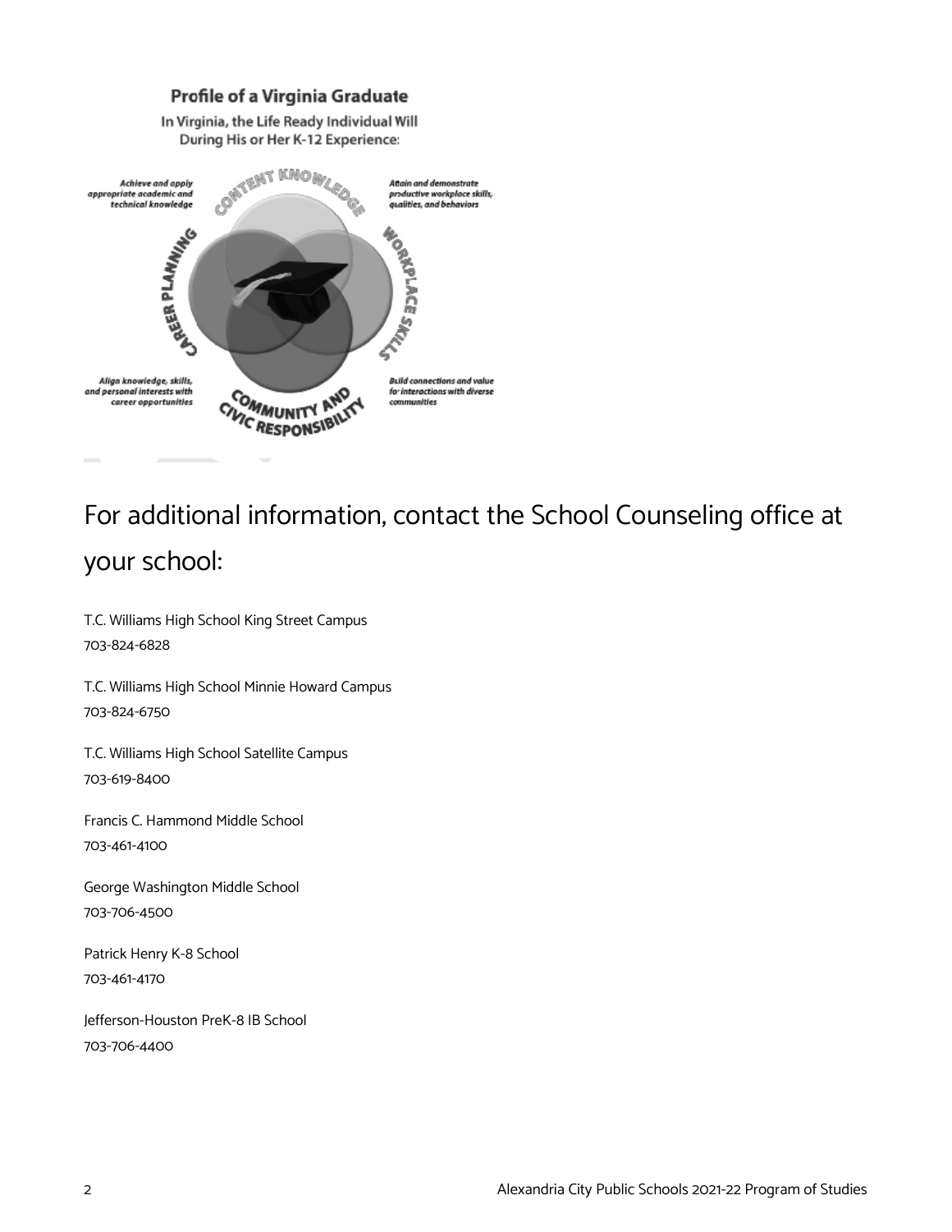## Profile of a Virginia Graduate

In Virginia, the Life Ready Individual Will During His or Her K-12 Experience:

CONTENT KNOWLEDGE

*Achieve and apply appropriate academic and technical knowledge*

WORKPLACE SKILLS

*Attain and demonstrate productive workplace skills, qualities, and behaviors*

COMMUNITY AND CIVIC RESPONSIBILITY

*Build connections and value for interactions with diverse communities*

CAREER PLANNING

*Align knowledge, skills, and personal interests with career opportunities*

## For additional information, contact the School Counseling office at your school:

T.C. Williams High School King Street Campus
703-824-6828

T.C. Williams High School Minnie Howard Campus
703-824-6750

T.C. Williams High School Satellite Campus
703-619-8400

Francis C. Hammond Middle School
703-461-4100

George Washington Middle School
703-706-4500

Patrick Henry K-8 School
703-461-4170

Jefferson-Houston PreK-8 IB School
703-706-4400